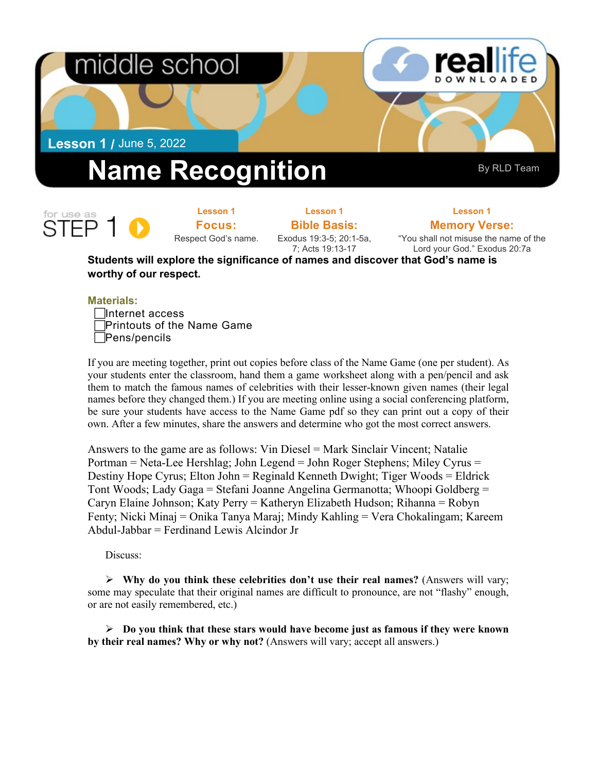middle school

real life DOWNLOADED

**Lesson 1** / June 5, 2022

# Name Recognition

By RLD Team

for use as STEP 1

| Lesson 1 | Lesson 1 | Lesson 1 |
|---|---|---|
| **Focus:** | **Bible Basis:** | **Memory Verse:** |
| Respect God's name. | Exodus 19:3-5; 20:1-5a, 7; Acts 19:13-17 | "You shall not misuse the name of the Lord your God." Exodus 20:7a |

**Students will explore the significance of names and discover that God's name is worthy of our respect.**

**Materials:**

- [ ] Internet access
- [ ] Printouts of the Name Game
- [ ] Pens/pencils

If you are meeting together, print out copies before class of the Name Game (one per student). As your students enter the classroom, hand them a game worksheet along with a pen/pencil and ask them to match the famous names of celebrities with their lesser-known given names (their legal names before they changed them.) If you are meeting online using a social conferencing platform, be sure your students have access to the Name Game pdf so they can print out a copy of their own. After a few minutes, share the answers and determine who got the most correct answers.

Answers to the game are as follows: Vin Diesel = Mark Sinclair Vincent; Natalie Portman = Neta-Lee Hershlag; John Legend = John Roger Stephens; Miley Cyrus = Destiny Hope Cyrus; Elton John = Reginald Kenneth Dwight; Tiger Woods = Eldrick Tont Woods; Lady Gaga = Stefani Joanne Angelina Germanotta; Whoopi Goldberg = Caryn Elaine Johnson; Katy Perry = Katheryn Elizabeth Hudson; Rihanna = Robyn Fenty; Nicki Minaj = Onika Tanya Maraj; Mindy Kahling = Vera Chokalingam; Kareem Abdul-Jabbar = Ferdinand Lewis Alcindor Jr

Discuss:

- **Why do you think these celebrities don't use their real names?** (Answers will vary; some may speculate that their original names are difficult to pronounce, are not "flashy" enough, or are not easily remembered, etc.)

- **Do you think that these stars would have become just as famous if they were known by their real names? Why or why not?** (Answers will vary; accept all answers.)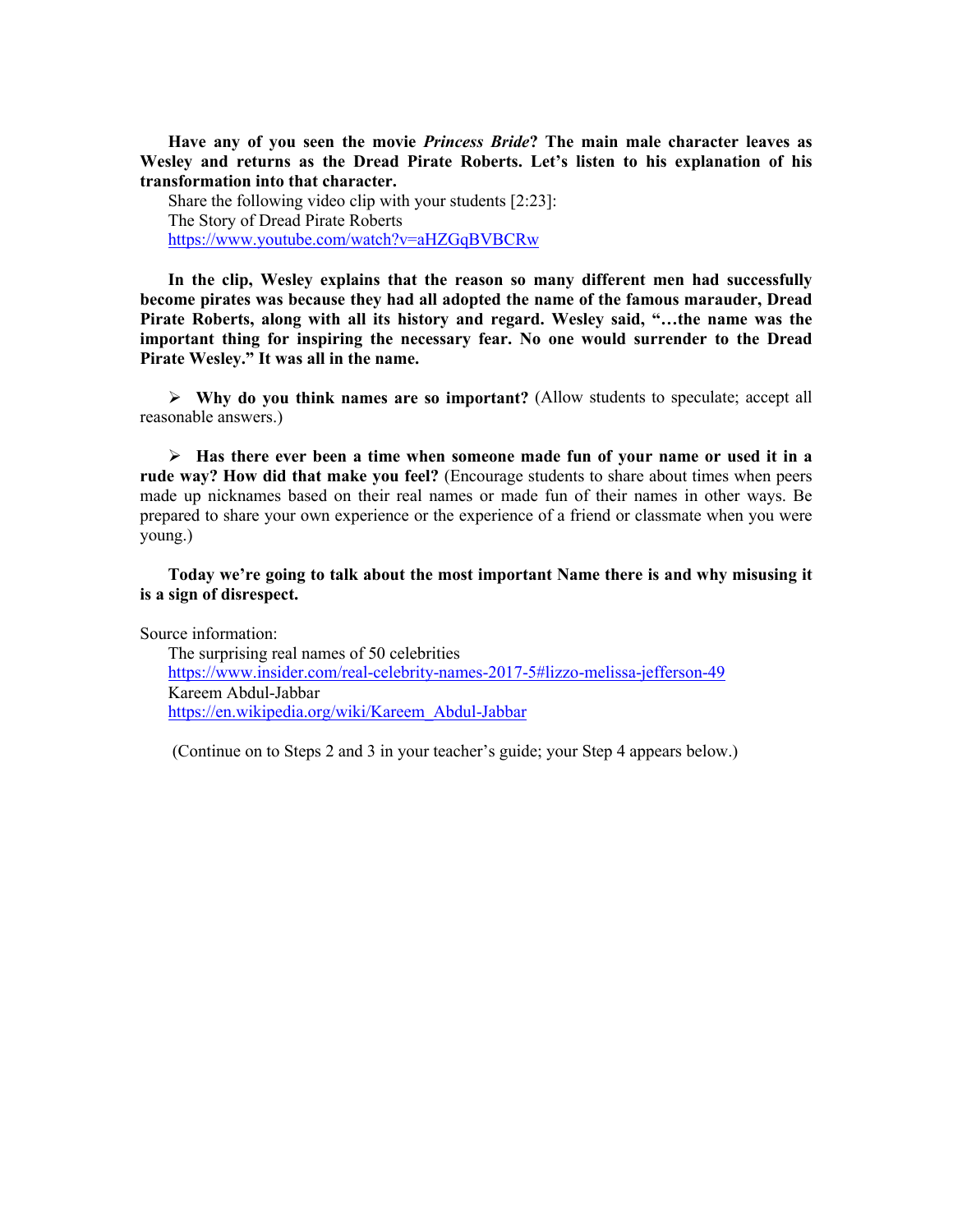**Have any of you seen the movie *Princess Bride*? The main male character leaves as Wesley and returns as the Dread Pirate Roberts. Let's listen to his explanation of his transformation into that character.**

Share the following video clip with your students [2:23]:
The Story of Dread Pirate Roberts
https://www.youtube.com/watch?v=aHZGqBVBCRw

**In the clip, Wesley explains that the reason so many different men had successfully become pirates was because they had all adopted the name of the famous marauder, Dread Pirate Roberts, along with all its history and regard. Wesley said, "…the name was the important thing for inspiring the necessary fear. No one would surrender to the Dread Pirate Wesley." It was all in the name.**

- **Why do you think names are so important?** (Allow students to speculate; accept all reasonable answers.)

- **Has there ever been a time when someone made fun of your name or used it in a rude way? How did that make you feel?** (Encourage students to share about times when peers made up nicknames based on their real names or made fun of their names in other ways. Be prepared to share your own experience or the experience of a friend or classmate when you were young.)

**Today we're going to talk about the most important Name there is and why misusing it is a sign of disrespect.**

Source information:
The surprising real names of 50 celebrities
https://www.insider.com/real-celebrity-names-2017-5#lizzo-melissa-jefferson-49
Kareem Abdul-Jabbar
https://en.wikipedia.org/wiki/Kareem_Abdul-Jabbar

(Continue on to Steps 2 and 3 in your teacher's guide; your Step 4 appears below.)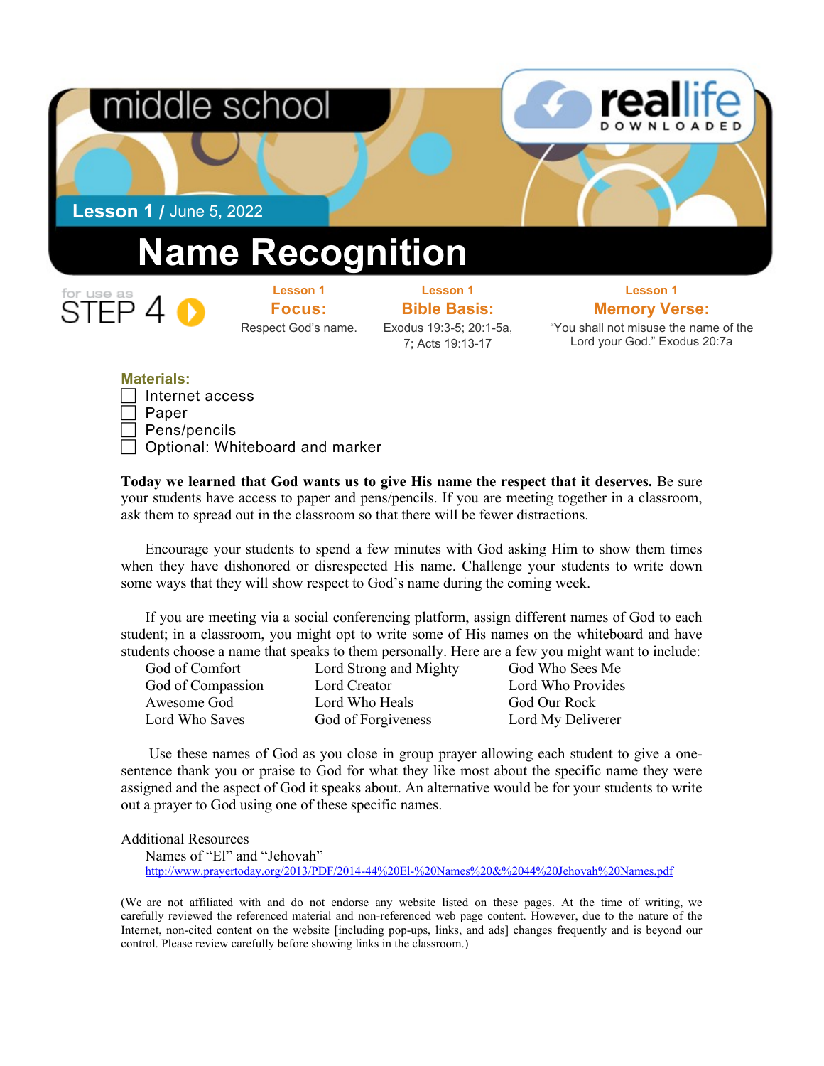middle school

reallife DOWNLOADED

**Lesson 1** / June 5, 2022

# Name Recognition

for use as STEP 4

**Lesson 1**
**Focus:**
Respect God's name.

**Lesson 1**
**Bible Basis:**
Exodus 19:3-5; 20:1-5a, 7; Acts 19:13-17

**Lesson 1**
**Memory Verse:**
"You shall not misuse the name of the Lord your God." Exodus 20:7a

**Materials:**

- [ ] Internet access
- [ ] Paper
- [ ] Pens/pencils
- [ ] Optional: Whiteboard and marker

**Today we learned that God wants us to give His name the respect that it deserves.** Be sure your students have access to paper and pens/pencils. If you are meeting together in a classroom, ask them to spread out in the classroom so that there will be fewer distractions.

Encourage your students to spend a few minutes with God asking Him to show them times when they have dishonored or disrespected His name. Challenge your students to write down some ways that they will show respect to God's name during the coming week.

If you are meeting via a social conferencing platform, assign different names of God to each student; in a classroom, you might opt to write some of His names on the whiteboard and have students choose a name that speaks to them personally. Here are a few you might want to include:

| | | |
|---|---|---|
| God of Comfort | Lord Strong and Mighty | God Who Sees Me |
| God of Compassion | Lord Creator | Lord Who Provides |
| Awesome God | Lord Who Heals | God Our Rock |
| Lord Who Saves | God of Forgiveness | Lord My Deliverer |

Use these names of God as you close in group prayer allowing each student to give a one-sentence thank you or praise to God for what they like most about the specific name they were assigned and the aspect of God it speaks about. An alternative would be for your students to write out a prayer to God using one of these specific names.

Additional Resources

Names of "El" and "Jehovah"
http://www.prayertoday.org/2013/PDF/2014-44%20El-%20Names%20&%2044%20Jehovah%20Names.pdf

(We are not affiliated with and do not endorse any website listed on these pages. At the time of writing, we carefully reviewed the referenced material and non-referenced web page content. However, due to the nature of the Internet, non-cited content on the website [including pop-ups, links, and ads] changes frequently and is beyond our control. Please review carefully before showing links in the classroom.)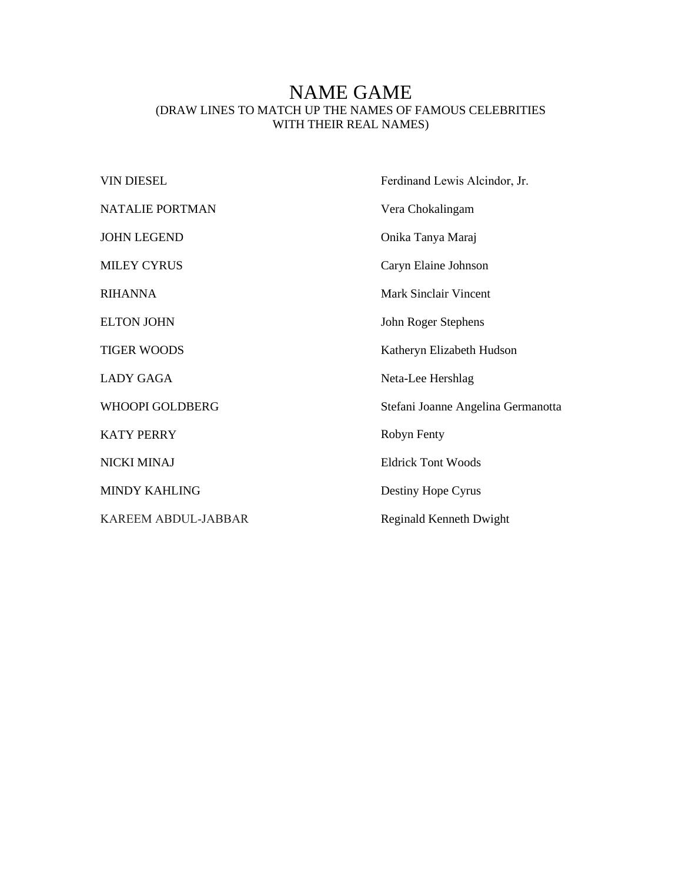# NAME GAME

(DRAW LINES TO MATCH UP THE NAMES OF FAMOUS CELEBRITIES WITH THEIR REAL NAMES)

| | |
|---|---|
| VIN DIESEL | Ferdinand Lewis Alcindor, Jr. |
| NATALIE PORTMAN | Vera Chokalingam |
| JOHN LEGEND | Onika Tanya Maraj |
| MILEY CYRUS | Caryn Elaine Johnson |
| RIHANNA | Mark Sinclair Vincent |
| ELTON JOHN | John Roger Stephens |
| TIGER WOODS | Katheryn Elizabeth Hudson |
| LADY GAGA | Neta-Lee Hershlag |
| WHOOPI GOLDBERG | Stefani Joanne Angelina Germanotta |
| KATY PERRY | Robyn Fenty |
| NICKI MINAJ | Eldrick Tont Woods |
| MINDY KAHLING | Destiny Hope Cyrus |
| KAREEM ABDUL-JABBAR | Reginald Kenneth Dwight |